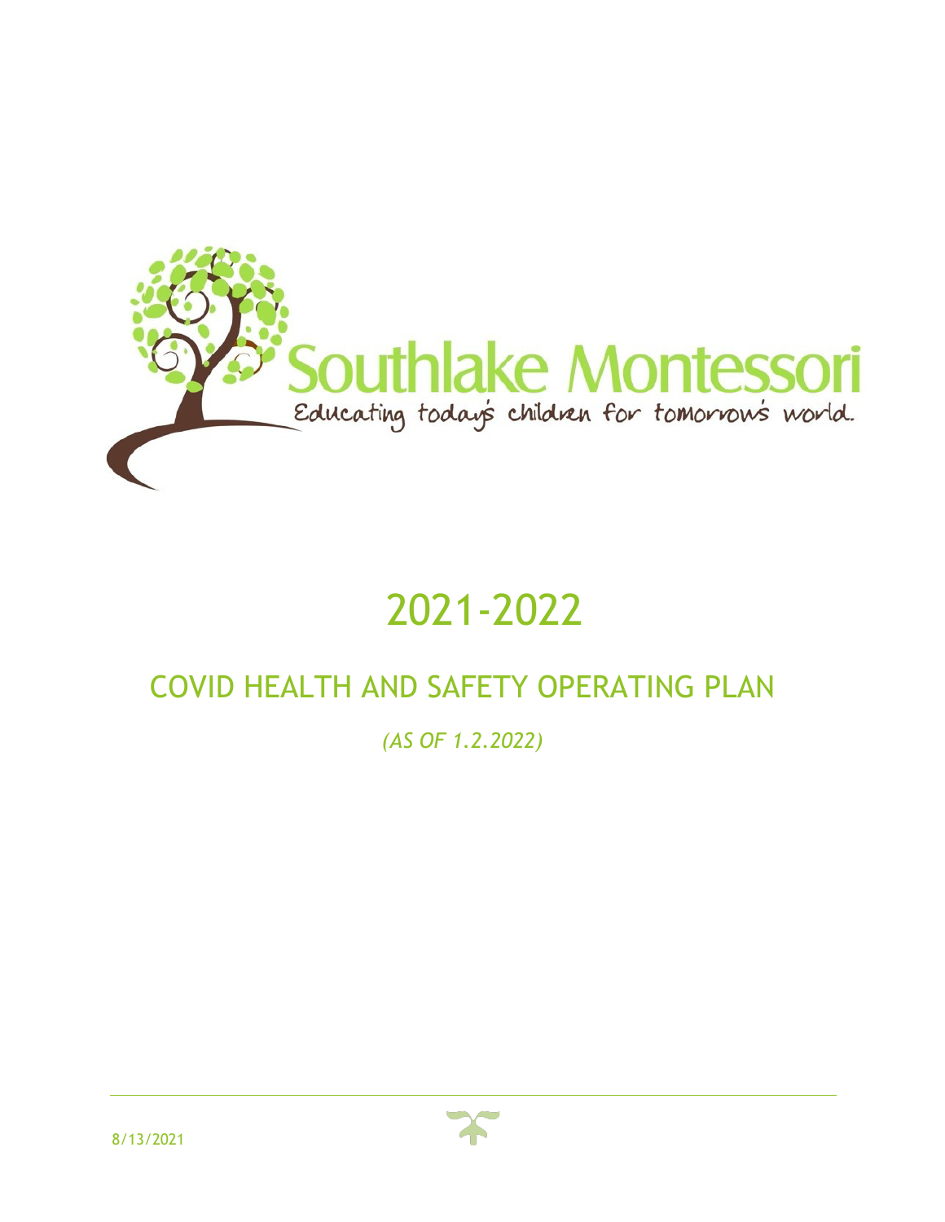Southlake Montessori

Educating today's children for tomorrow's world.

# 2021-2022

## COVID HEALTH AND SAFETY OPERATING PLAN

*(AS OF 1.2.2022)*

8/13/2021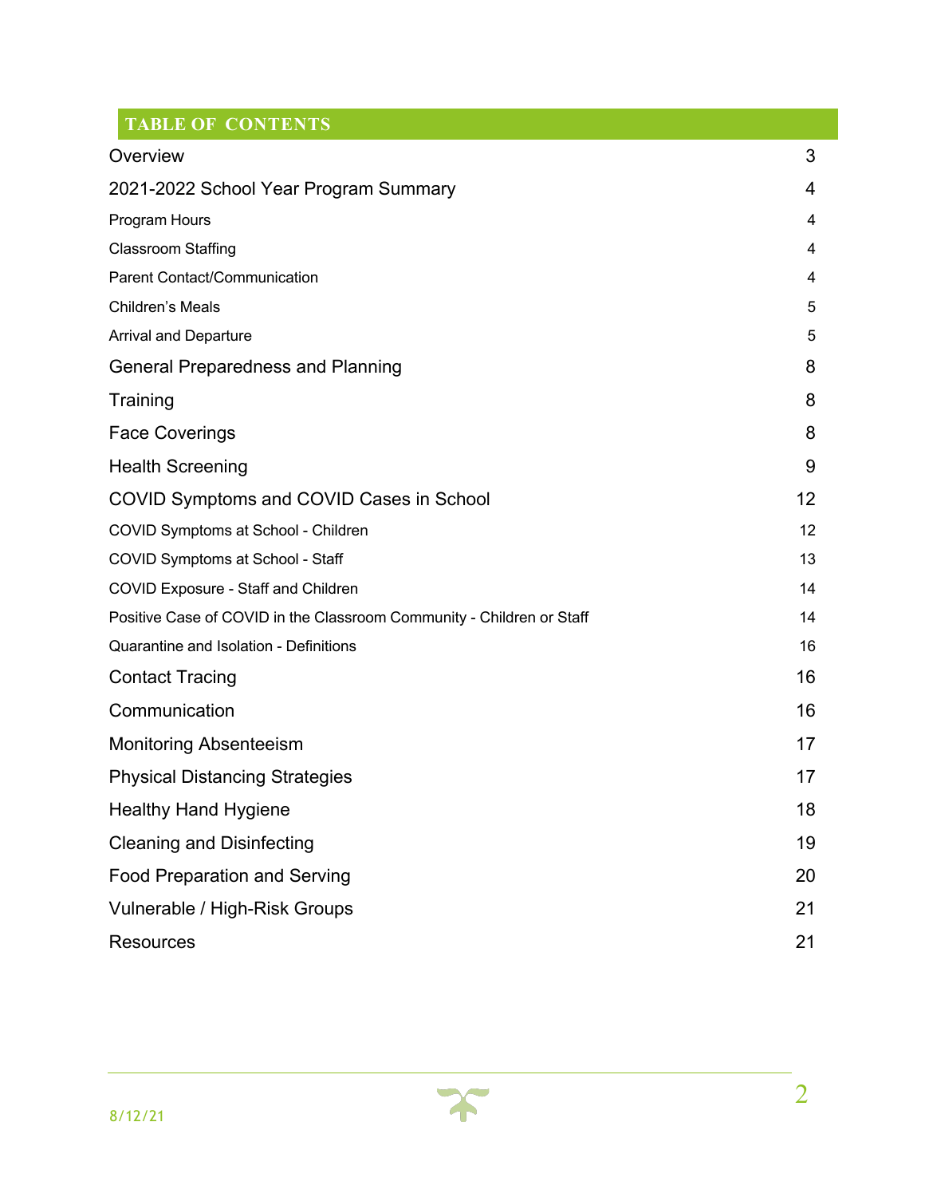## TABLE OF CONTENTS

| | |
|---|---|
| Overview | 3 |
| 2021-2022 School Year Program Summary | 4 |
| Program Hours | 4 |
| Classroom Staffing | 4 |
| Parent Contact/Communication | 4 |
| Children's Meals | 5 |
| Arrival and Departure | 5 |
| General Preparedness and Planning | 8 |
| Training | 8 |
| Face Coverings | 8 |
| Health Screening | 9 |
| COVID Symptoms and COVID Cases in School | 12 |
| COVID Symptoms at School - Children | 12 |
| COVID Symptoms at School - Staff | 13 |
| COVID Exposure - Staff and Children | 14 |
| Positive Case of COVID in the Classroom Community - Children or Staff | 14 |
| Quarantine and Isolation - Definitions | 16 |
| Contact Tracing | 16 |
| Communication | 16 |
| Monitoring Absenteeism | 17 |
| Physical Distancing Strategies | 17 |
| Healthy Hand Hygiene | 18 |
| Cleaning and Disinfecting | 19 |
| Food Preparation and Serving | 20 |
| Vulnerable / High-Risk Groups | 21 |
| Resources | 21 |

8/12/21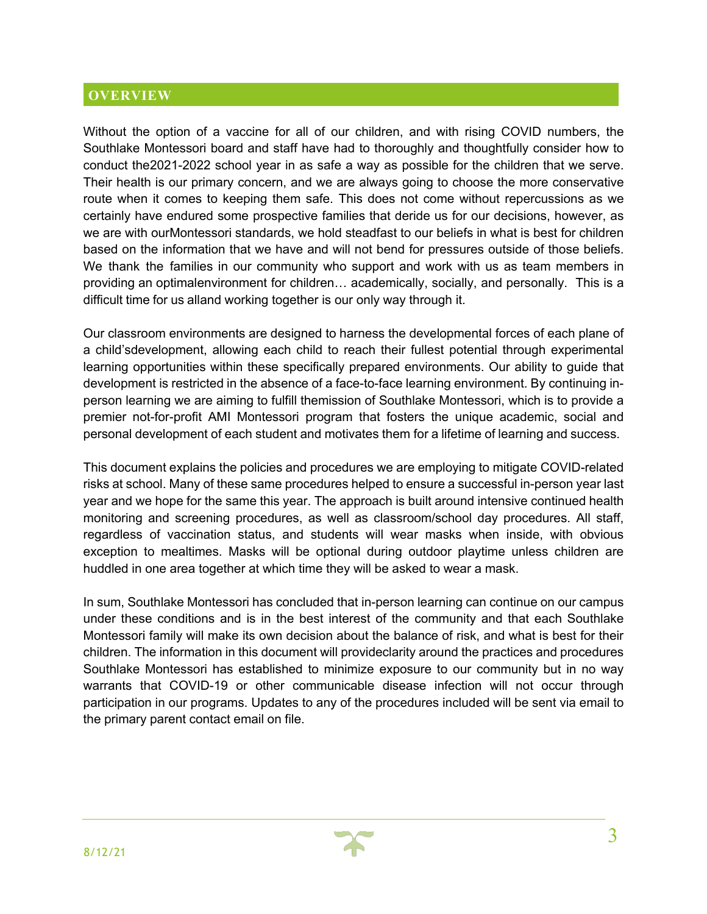## OVERVIEW

Without the option of a vaccine for all of our children, and with rising COVID numbers, the Southlake Montessori board and staff have had to thoroughly and thoughtfully consider how to conduct the2021-2022 school year in as safe a way as possible for the children that we serve. Their health is our primary concern, and we are always going to choose the more conservative route when it comes to keeping them safe. This does not come without repercussions as we certainly have endured some prospective families that deride us for our decisions, however, as we are with ourMontessori standards, we hold steadfast to our beliefs in what is best for children based on the information that we have and will not bend for pressures outside of those beliefs. We thank the families in our community who support and work with us as team members in providing an optimalenvironment for children… academically, socially, and personally. This is a difficult time for us alland working together is our only way through it.

Our classroom environments are designed to harness the developmental forces of each plane of a child'sdevelopment, allowing each child to reach their fullest potential through experimental learning opportunities within these specifically prepared environments. Our ability to guide that development is restricted in the absence of a face-to-face learning environment. By continuing in-person learning we are aiming to fulfill themission of Southlake Montessori, which is to provide a premier not-for-profit AMI Montessori program that fosters the unique academic, social and personal development of each student and motivates them for a lifetime of learning and success.

This document explains the policies and procedures we are employing to mitigate COVID-related risks at school. Many of these same procedures helped to ensure a successful in-person year last year and we hope for the same this year. The approach is built around intensive continued health monitoring and screening procedures, as well as classroom/school day procedures. All staff, regardless of vaccination status, and students will wear masks when inside, with obvious exception to mealtimes. Masks will be optional during outdoor playtime unless children are huddled in one area together at which time they will be asked to wear a mask.

In sum, Southlake Montessori has concluded that in-person learning can continue on our campus under these conditions and is in the best interest of the community and that each Southlake Montessori family will make its own decision about the balance of risk, and what is best for their children. The information in this document will provideclarity around the practices and procedures Southlake Montessori has established to minimize exposure to our community but in no way warrants that COVID-19 or other communicable disease infection will not occur through participation in our programs. Updates to any of the procedures included will be sent via email to the primary parent contact email on file.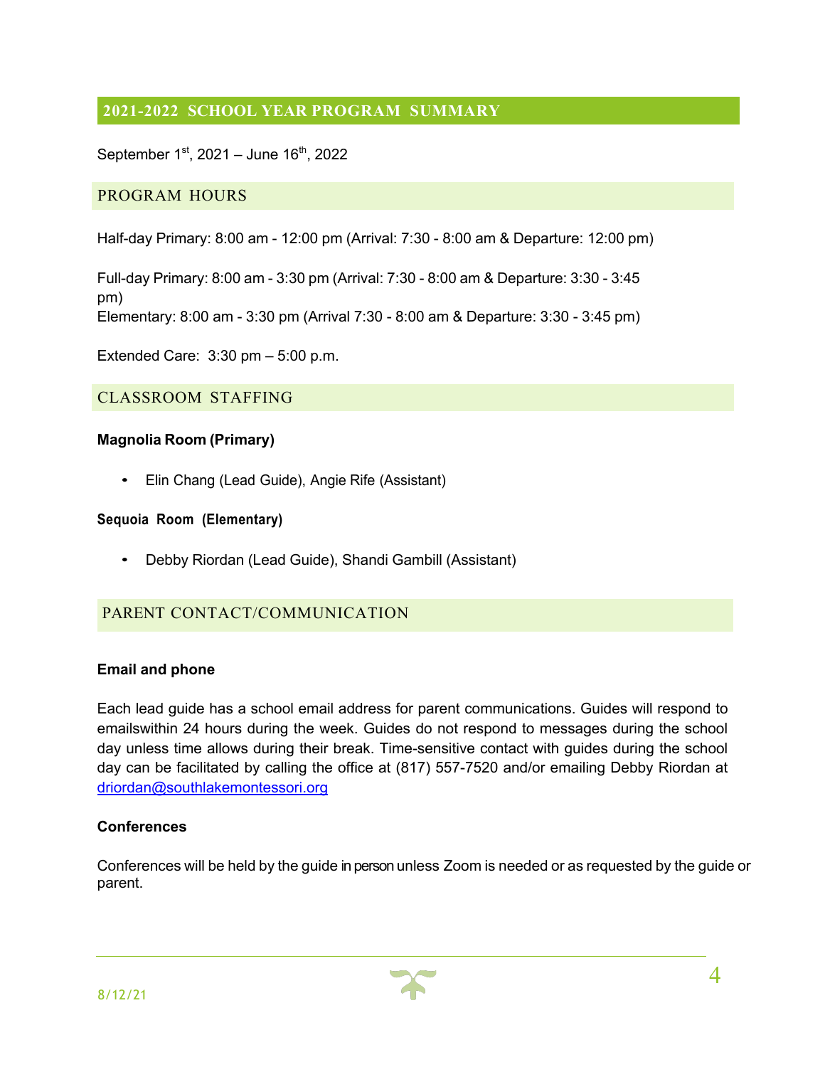## 2021-2022 SCHOOL YEAR PROGRAM SUMMARY

September 1st, 2021 – June 16th, 2022

### PROGRAM HOURS

Half-day Primary: 8:00 am - 12:00 pm (Arrival: 7:30 - 8:00 am & Departure: 12:00 pm)

Full-day Primary: 8:00 am - 3:30 pm (Arrival: 7:30 - 8:00 am & Departure: 3:30 - 3:45 pm)
Elementary: 8:00 am - 3:30 pm (Arrival 7:30 - 8:00 am & Departure: 3:30 - 3:45 pm)

Extended Care: 3:30 pm – 5:00 p.m.

### CLASSROOM STAFFING

**Magnolia Room (Primary)**

- Elin Chang (Lead Guide), Angie Rife (Assistant)

**Sequoia Room (Elementary)**

- Debby Riordan (Lead Guide), Shandi Gambill (Assistant)

### PARENT CONTACT/COMMUNICATION

**Email and phone**

Each lead guide has a school email address for parent communications. Guides will respond to emailswithin 24 hours during the week. Guides do not respond to messages during the school day unless time allows during their break. Time-sensitive contact with guides during the school day can be facilitated by calling the office at (817) 557-7520 and/or emailing Debby Riordan at driordan@southlakemontessori.org

**Conferences**

Conferences will be held by the guide in person unless Zoom is needed or as requested by the guide or parent.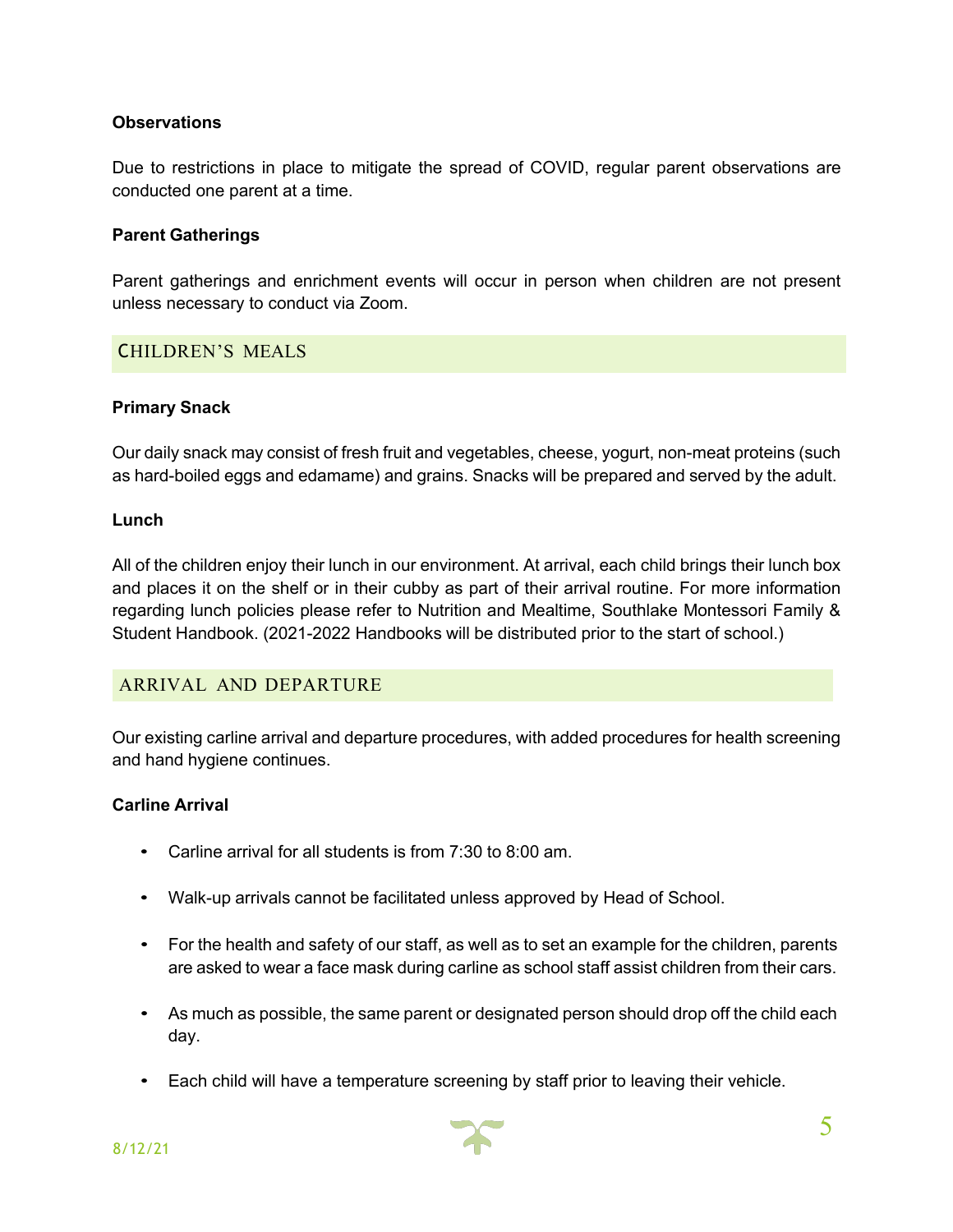### Observations

Due to restrictions in place to mitigate the spread of COVID, regular parent observations are conducted one parent at a time.

### Parent Gatherings

Parent gatherings and enrichment events will occur in person when children are not present unless necessary to conduct via Zoom.

## CHILDREN'S MEALS

### Primary Snack

Our daily snack may consist of fresh fruit and vegetables, cheese, yogurt, non-meat proteins (such as hard-boiled eggs and edamame) and grains. Snacks will be prepared and served by the adult.

### Lunch

All of the children enjoy their lunch in our environment. At arrival, each child brings their lunch box and places it on the shelf or in their cubby as part of their arrival routine. For more information regarding lunch policies please refer to Nutrition and Mealtime, Southlake Montessori Family & Student Handbook. (2021-2022 Handbooks will be distributed prior to the start of school.)

## ARRIVAL AND DEPARTURE

Our existing carline arrival and departure procedures, with added procedures for health screening and hand hygiene continues.

### Carline Arrival

- Carline arrival for all students is from 7:30 to 8:00 am.
- Walk-up arrivals cannot be facilitated unless approved by Head of School.
- For the health and safety of our staff, as well as to set an example for the children, parents are asked to wear a face mask during carline as school staff assist children from their cars.
- As much as possible, the same parent or designated person should drop off the child each day.
- Each child will have a temperature screening by staff prior to leaving their vehicle.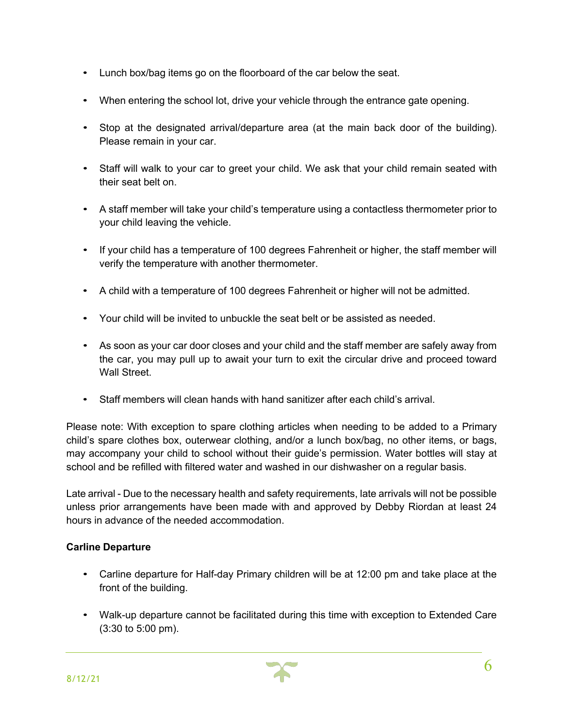- Lunch box/bag items go on the floorboard of the car below the seat.
- When entering the school lot, drive your vehicle through the entrance gate opening.
- Stop at the designated arrival/departure area (at the main back door of the building). Please remain in your car.
- Staff will walk to your car to greet your child. We ask that your child remain seated with their seat belt on.
- A staff member will take your child's temperature using a contactless thermometer prior to your child leaving the vehicle.
- If your child has a temperature of 100 degrees Fahrenheit or higher, the staff member will verify the temperature with another thermometer.
- A child with a temperature of 100 degrees Fahrenheit or higher will not be admitted.
- Your child will be invited to unbuckle the seat belt or be assisted as needed.
- As soon as your car door closes and your child and the staff member are safely away from the car, you may pull up to await your turn to exit the circular drive and proceed toward Wall Street.
- Staff members will clean hands with hand sanitizer after each child's arrival.

Please note: With exception to spare clothing articles when needing to be added to a Primary child's spare clothes box, outerwear clothing, and/or a lunch box/bag, no other items, or bags, may accompany your child to school without their guide's permission. Water bottles will stay at school and be refilled with filtered water and washed in our dishwasher on a regular basis.

Late arrival - Due to the necessary health and safety requirements, late arrivals will not be possible unless prior arrangements have been made with and approved by Debby Riordan at least 24 hours in advance of the needed accommodation.

**Carline Departure**

- Carline departure for Half-day Primary children will be at 12:00 pm and take place at the front of the building.
- Walk-up departure cannot be facilitated during this time with exception to Extended Care (3:30 to 5:00 pm).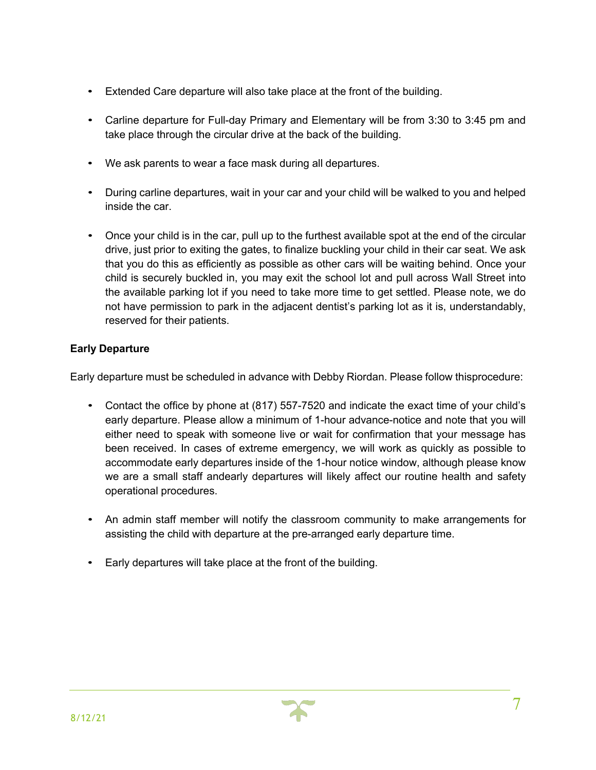- Extended Care departure will also take place at the front of the building.

- Carline departure for Full-day Primary and Elementary will be from 3:30 to 3:45 pm and take place through the circular drive at the back of the building.

- We ask parents to wear a face mask during all departures.

- During carline departures, wait in your car and your child will be walked to you and helped inside the car.

- Once your child is in the car, pull up to the furthest available spot at the end of the circular drive, just prior to exiting the gates, to finalize buckling your child in their car seat. We ask that you do this as efficiently as possible as other cars will be waiting behind. Once your child is securely buckled in, you may exit the school lot and pull across Wall Street into the available parking lot if you need to take more time to get settled. Please note, we do not have permission to park in the adjacent dentist's parking lot as it is, understandably, reserved for their patients.

**Early Departure**

Early departure must be scheduled in advance with Debby Riordan. Please follow thisprocedure:

- Contact the office by phone at (817) 557-7520 and indicate the exact time of your child's early departure. Please allow a minimum of 1-hour advance-notice and note that you will either need to speak with someone live or wait for confirmation that your message has been received. In cases of extreme emergency, we will work as quickly as possible to accommodate early departures inside of the 1-hour notice window, although please know we are a small staff andearly departures will likely affect our routine health and safety operational procedures.

- An admin staff member will notify the classroom community to make arrangements for assisting the child with departure at the pre-arranged early departure time.

- Early departures will take place at the front of the building.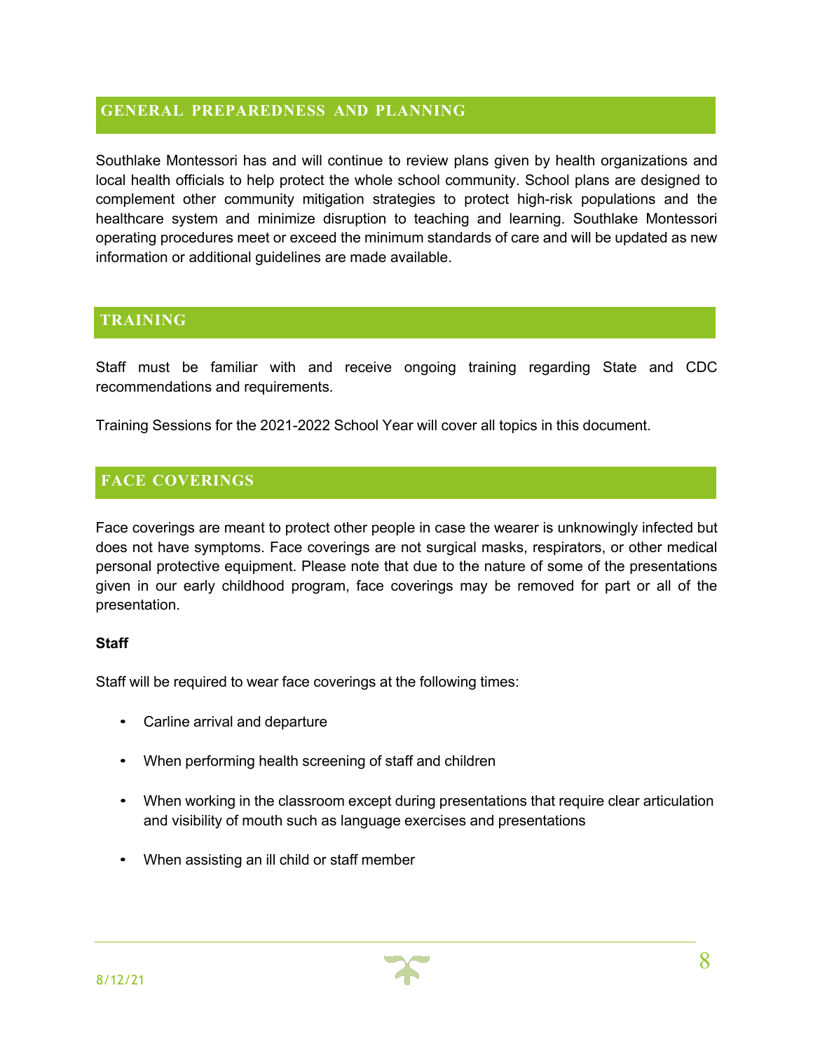## GENERAL PREPAREDNESS AND PLANNING

Southlake Montessori has and will continue to review plans given by health organizations and local health officials to help protect the whole school community. School plans are designed to complement other community mitigation strategies to protect high-risk populations and the healthcare system and minimize disruption to teaching and learning. Southlake Montessori operating procedures meet or exceed the minimum standards of care and will be updated as new information or additional guidelines are made available.

## TRAINING

Staff must be familiar with and receive ongoing training regarding State and CDC recommendations and requirements.

Training Sessions for the 2021-2022 School Year will cover all topics in this document.

## FACE COVERINGS

Face coverings are meant to protect other people in case the wearer is unknowingly infected but does not have symptoms. Face coverings are not surgical masks, respirators, or other medical personal protective equipment. Please note that due to the nature of some of the presentations given in our early childhood program, face coverings may be removed for part or all of the presentation.

**Staff**

Staff will be required to wear face coverings at the following times:

- Carline arrival and departure
- When performing health screening of staff and children
- When working in the classroom except during presentations that require clear articulation and visibility of mouth such as language exercises and presentations
- When assisting an ill child or staff member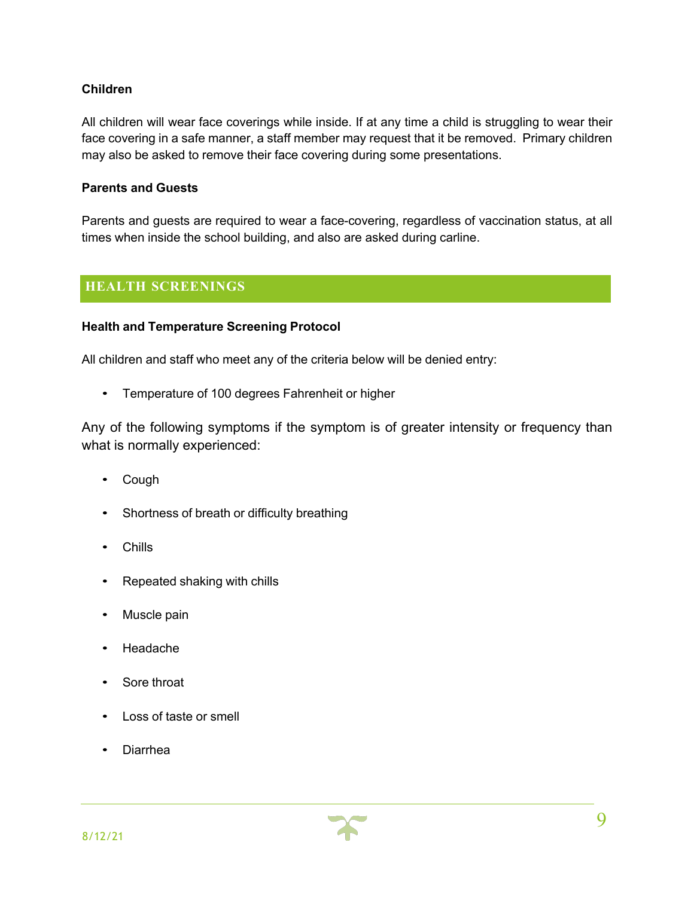**Children**

All children will wear face coverings while inside. If at any time a child is struggling to wear their face covering in a safe manner, a staff member may request that it be removed. Primary children may also be asked to remove their face covering during some presentations.

**Parents and Guests**

Parents and guests are required to wear a face-covering, regardless of vaccination status, at all times when inside the school building, and also are asked during carline.

## HEALTH SCREENINGS

**Health and Temperature Screening Protocol**

All children and staff who meet any of the criteria below will be denied entry:

- Temperature of 100 degrees Fahrenheit or higher

Any of the following symptoms if the symptom is of greater intensity or frequency than what is normally experienced:

- Cough
- Shortness of breath or difficulty breathing
- Chills
- Repeated shaking with chills
- Muscle pain
- Headache
- Sore throat
- Loss of taste or smell
- Diarrhea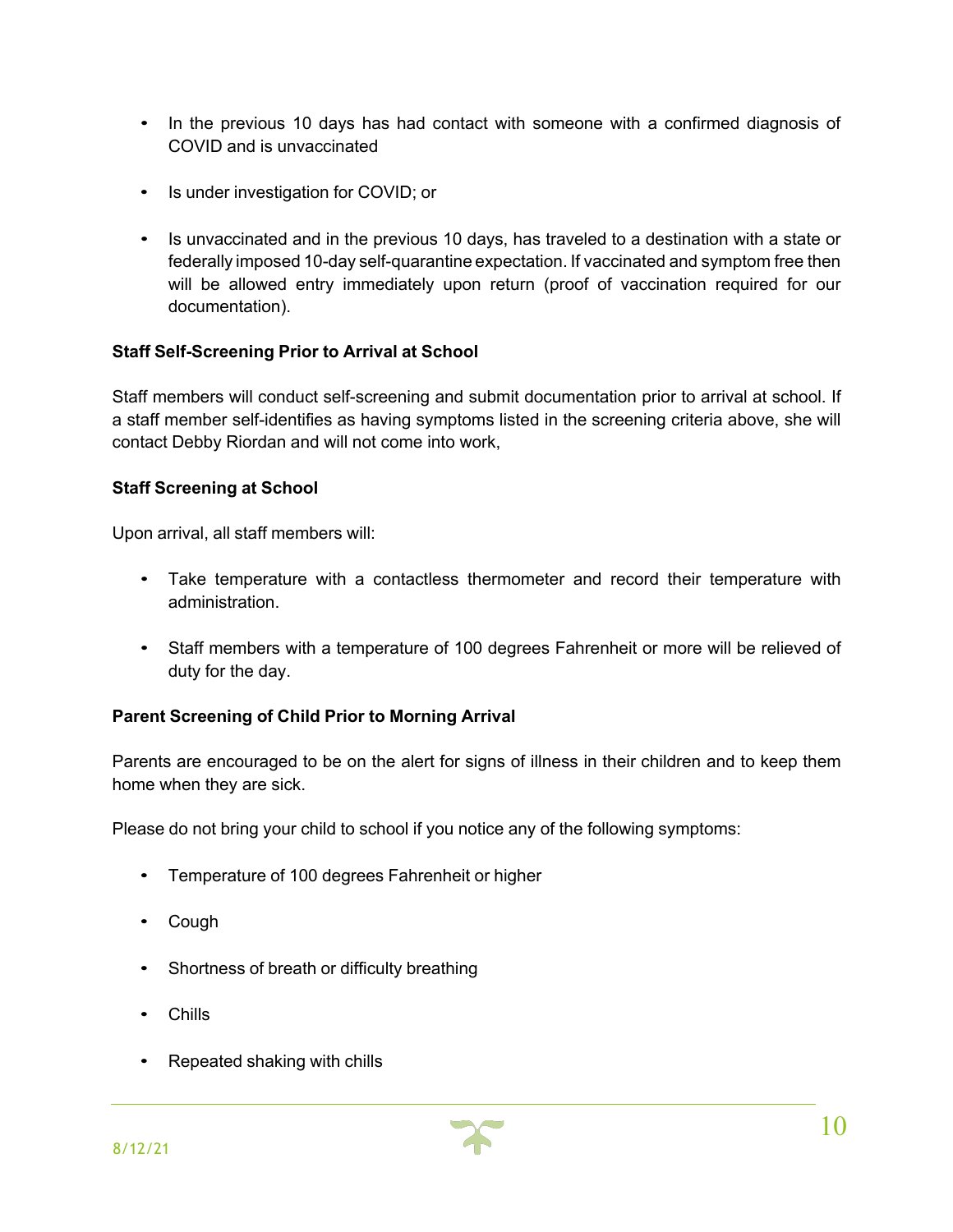- In the previous 10 days has had contact with someone with a confirmed diagnosis of COVID and is unvaccinated
- Is under investigation for COVID; or
- Is unvaccinated and in the previous 10 days, has traveled to a destination with a state or federally imposed 10-day self-quarantine expectation. If vaccinated and symptom free then will be allowed entry immediately upon return (proof of vaccination required for our documentation).

**Staff Self-Screening Prior to Arrival at School**

Staff members will conduct self-screening and submit documentation prior to arrival at school. If a staff member self-identifies as having symptoms listed in the screening criteria above, she will contact Debby Riordan and will not come into work,

**Staff Screening at School**

Upon arrival, all staff members will:

- Take temperature with a contactless thermometer and record their temperature with administration.
- Staff members with a temperature of 100 degrees Fahrenheit or more will be relieved of duty for the day.

**Parent Screening of Child Prior to Morning Arrival**

Parents are encouraged to be on the alert for signs of illness in their children and to keep them home when they are sick.

Please do not bring your child to school if you notice any of the following symptoms:

- Temperature of 100 degrees Fahrenheit or higher
- Cough
- Shortness of breath or difficulty breathing
- Chills
- Repeated shaking with chills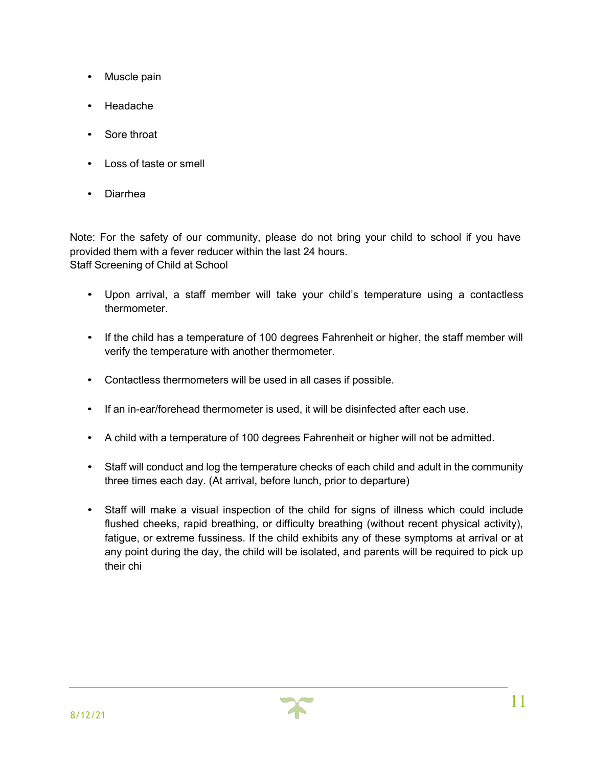- Muscle pain
- Headache
- Sore throat
- Loss of taste or smell
- Diarrhea

Note: For the safety of our community, please do not bring your child to school if you have provided them with a fever reducer within the last 24 hours.

Staff Screening of Child at School

- Upon arrival, a staff member will take your child's temperature using a contactless thermometer.
- If the child has a temperature of 100 degrees Fahrenheit or higher, the staff member will verify the temperature with another thermometer.
- Contactless thermometers will be used in all cases if possible.
- If an in-ear/forehead thermometer is used, it will be disinfected after each use.
- A child with a temperature of 100 degrees Fahrenheit or higher will not be admitted.
- Staff will conduct and log the temperature checks of each child and adult in the community three times each day. (At arrival, before lunch, prior to departure)
- Staff will make a visual inspection of the child for signs of illness which could include flushed cheeks, rapid breathing, or difficulty breathing (without recent physical activity), fatigue, or extreme fussiness. If the child exhibits any of these symptoms at arrival or at any point during the day, the child will be isolated, and parents will be required to pick up their chi

8/12/21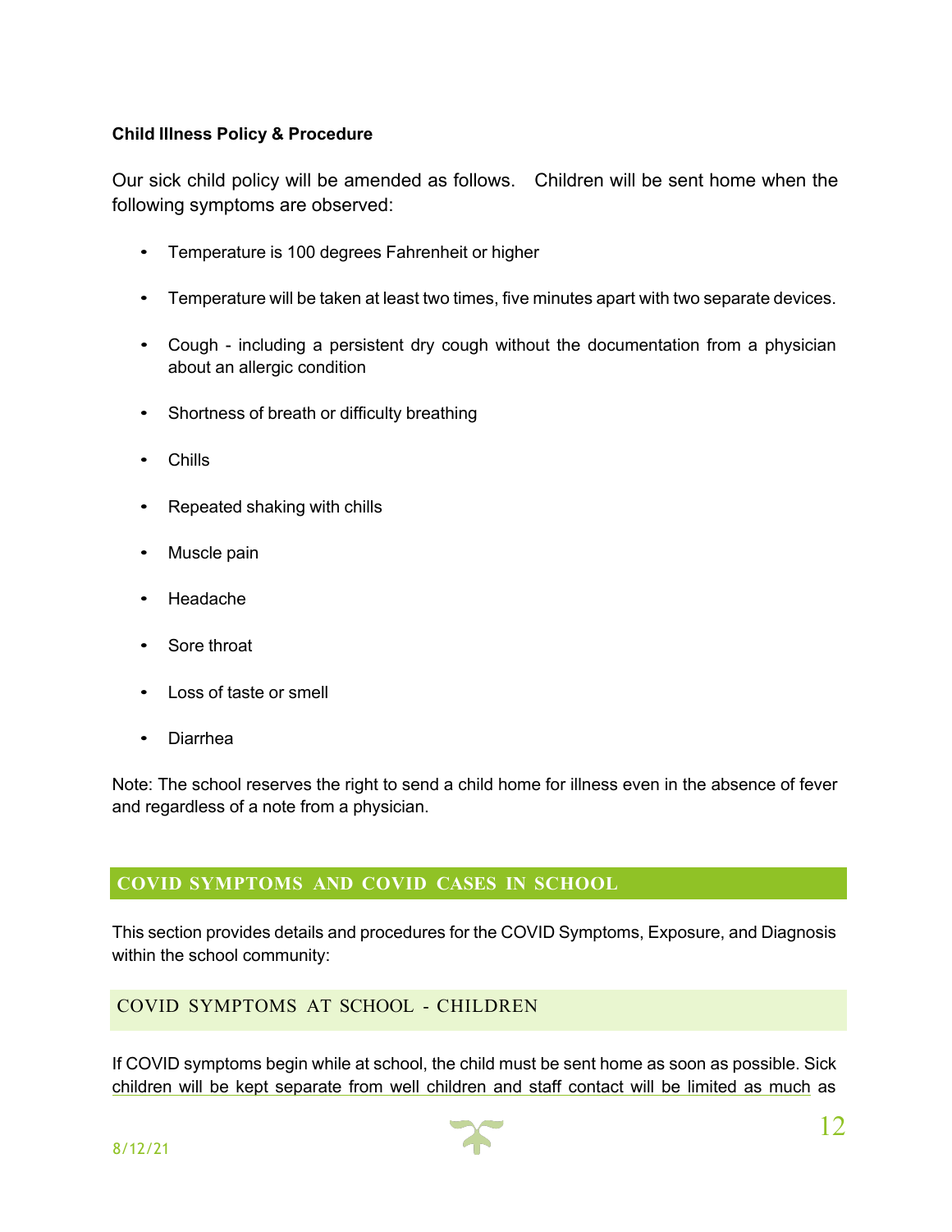**Child Illness Policy & Procedure**

Our sick child policy will be amended as follows. Children will be sent home when the following symptoms are observed:

- Temperature is 100 degrees Fahrenheit or higher
- Temperature will be taken at least two times, five minutes apart with two separate devices.
- Cough - including a persistent dry cough without the documentation from a physician about an allergic condition
- Shortness of breath or difficulty breathing
- Chills
- Repeated shaking with chills
- Muscle pain
- Headache
- Sore throat
- Loss of taste or smell
- Diarrhea

Note: The school reserves the right to send a child home for illness even in the absence of fever and regardless of a note from a physician.

## COVID SYMPTOMS AND COVID CASES IN SCHOOL

This section provides details and procedures for the COVID Symptoms, Exposure, and Diagnosis within the school community:

### COVID SYMPTOMS AT SCHOOL - CHILDREN

If COVID symptoms begin while at school, the child must be sent home as soon as possible. Sick children will be kept separate from well children and staff contact will be limited as much as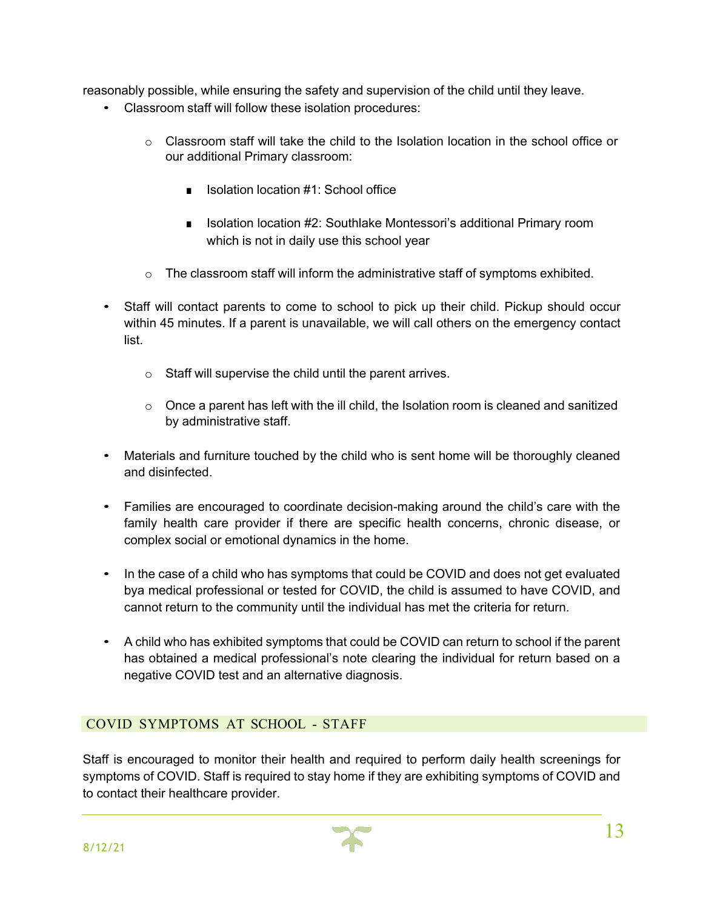reasonably possible, while ensuring the safety and supervision of the child until they leave.

- Classroom staff will follow these isolation procedures:
    - Classroom staff will take the child to the Isolation location in the school office or our additional Primary classroom:
        - Isolation location #1: School office
        - Isolation location #2: Southlake Montessori's additional Primary room which is not in daily use this school year
    - The classroom staff will inform the administrative staff of symptoms exhibited.
- Staff will contact parents to come to school to pick up their child. Pickup should occur within 45 minutes. If a parent is unavailable, we will call others on the emergency contact list.
    - Staff will supervise the child until the parent arrives.
    - Once a parent has left with the ill child, the Isolation room is cleaned and sanitized by administrative staff.
- Materials and furniture touched by the child who is sent home will be thoroughly cleaned and disinfected.
- Families are encouraged to coordinate decision-making around the child's care with the family health care provider if there are specific health concerns, chronic disease, or complex social or emotional dynamics in the home.
- In the case of a child who has symptoms that could be COVID and does not get evaluated bya medical professional or tested for COVID, the child is assumed to have COVID, and cannot return to the community until the individual has met the criteria for return.
- A child who has exhibited symptoms that could be COVID can return to school if the parent has obtained a medical professional's note clearing the individual for return based on a negative COVID test and an alternative diagnosis.

## COVID SYMPTOMS AT SCHOOL - STAFF

Staff is encouraged to monitor their health and required to perform daily health screenings for symptoms of COVID. Staff is required to stay home if they are exhibiting symptoms of COVID and to contact their healthcare provider.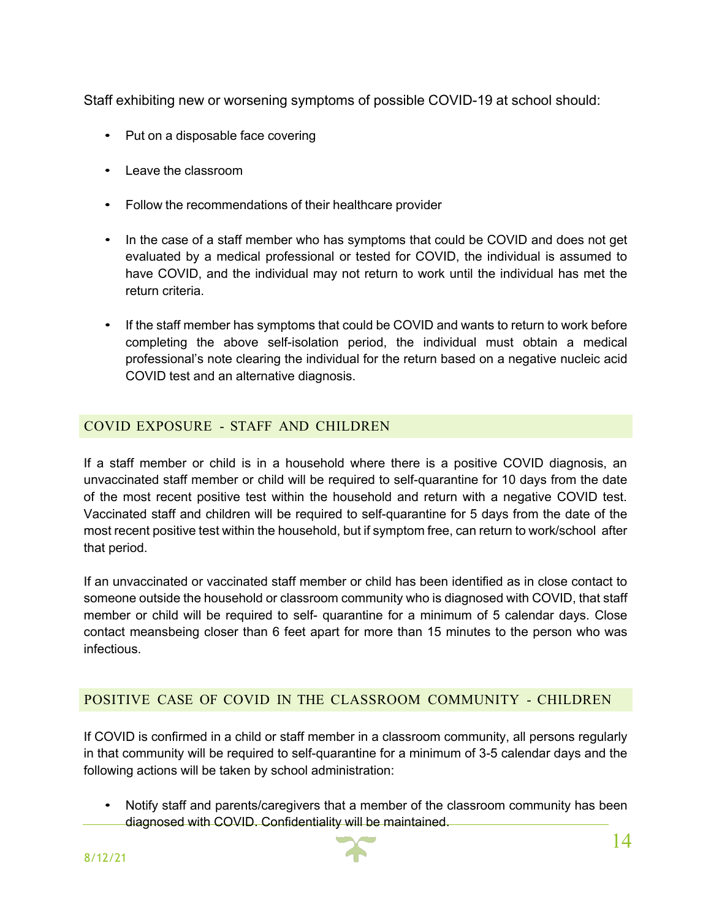Staff exhibiting new or worsening symptoms of possible COVID-19 at school should:

- Put on a disposable face covering
- Leave the classroom
- Follow the recommendations of their healthcare provider
- In the case of a staff member who has symptoms that could be COVID and does not get evaluated by a medical professional or tested for COVID, the individual is assumed to have COVID, and the individual may not return to work until the individual has met the return criteria.
- If the staff member has symptoms that could be COVID and wants to return to work before completing the above self-isolation period, the individual must obtain a medical professional's note clearing the individual for the return based on a negative nucleic acid COVID test and an alternative diagnosis.

## COVID EXPOSURE - STAFF AND CHILDREN

If a staff member or child is in a household where there is a positive COVID diagnosis, an unvaccinated staff member or child will be required to self-quarantine for 10 days from the date of the most recent positive test within the household and return with a negative COVID test. Vaccinated staff and children will be required to self-quarantine for 5 days from the date of the most recent positive test within the household, but if symptom free, can return to work/school after that period.

If an unvaccinated or vaccinated staff member or child has been identified as in close contact to someone outside the household or classroom community who is diagnosed with COVID, that staff member or child will be required to self- quarantine for a minimum of 5 calendar days. Close contact meansbeing closer than 6 feet apart for more than 15 minutes to the person who was infectious.

## POSITIVE CASE OF COVID IN THE CLASSROOM COMMUNITY - CHILDREN

If COVID is confirmed in a child or staff member in a classroom community, all persons regularly in that community will be required to self-quarantine for a minimum of 3-5 calendar days and the following actions will be taken by school administration:

- Notify staff and parents/caregivers that a member of the classroom community has been diagnosed with COVID. Confidentiality will be maintained.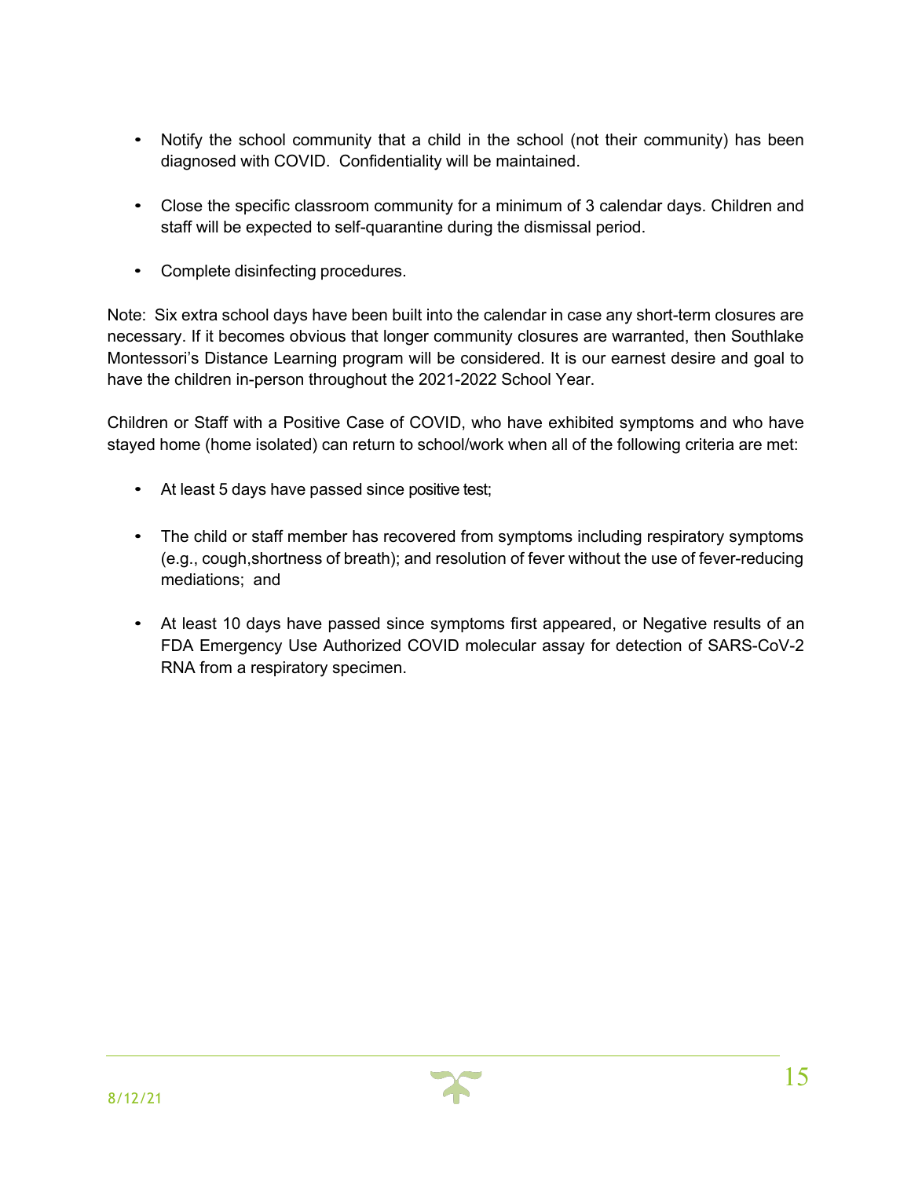- Notify the school community that a child in the school (not their community) has been diagnosed with COVID. Confidentiality will be maintained.

- Close the specific classroom community for a minimum of 3 calendar days. Children and staff will be expected to self-quarantine during the dismissal period.

- Complete disinfecting procedures.

Note: Six extra school days have been built into the calendar in case any short-term closures are necessary. If it becomes obvious that longer community closures are warranted, then Southlake Montessori's Distance Learning program will be considered. It is our earnest desire and goal to have the children in-person throughout the 2021-2022 School Year.

Children or Staff with a Positive Case of COVID, who have exhibited symptoms and who have stayed home (home isolated) can return to school/work when all of the following criteria are met:

- At least 5 days have passed since positive test;

- The child or staff member has recovered from symptoms including respiratory symptoms (e.g., cough,shortness of breath); and resolution of fever without the use of fever-reducing mediations; and

- At least 10 days have passed since symptoms first appeared, or Negative results of an FDA Emergency Use Authorized COVID molecular assay for detection of SARS-CoV-2 RNA from a respiratory specimen.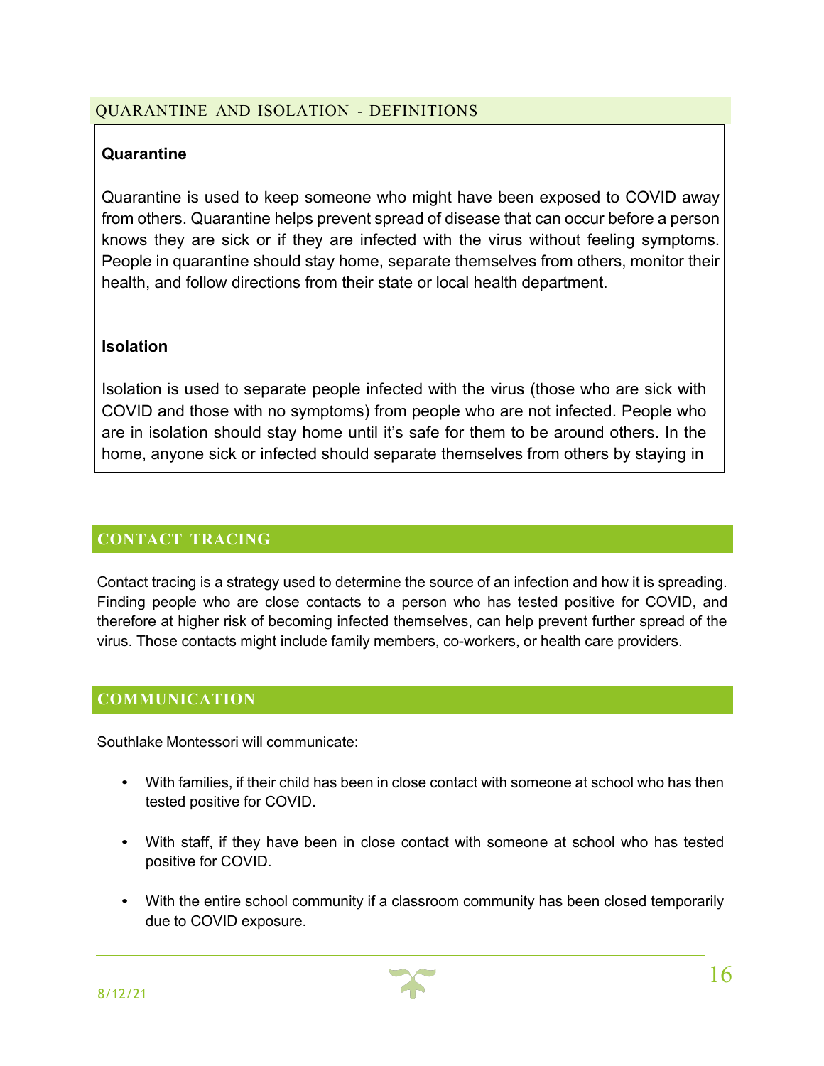## QUARANTINE AND ISOLATION - DEFINITIONS

**Quarantine**

Quarantine is used to keep someone who might have been exposed to COVID away from others. Quarantine helps prevent spread of disease that can occur before a person knows they are sick or if they are infected with the virus without feeling symptoms. People in quarantine should stay home, separate themselves from others, monitor their health, and follow directions from their state or local health department.

**Isolation**

Isolation is used to separate people infected with the virus (those who are sick with COVID and those with no symptoms) from people who are not infected. People who are in isolation should stay home until it's safe for them to be around others. In the home, anyone sick or infected should separate themselves from others by staying in

## CONTACT TRACING

Contact tracing is a strategy used to determine the source of an infection and how it is spreading. Finding people who are close contacts to a person who has tested positive for COVID, and therefore at higher risk of becoming infected themselves, can help prevent further spread of the virus. Those contacts might include family members, co-workers, or health care providers.

## COMMUNICATION

Southlake Montessori will communicate:

- With families, if their child has been in close contact with someone at school who has then tested positive for COVID.
- With staff, if they have been in close contact with someone at school who has tested positive for COVID.
- With the entire school community if a classroom community has been closed temporarily due to COVID exposure.

8/12/21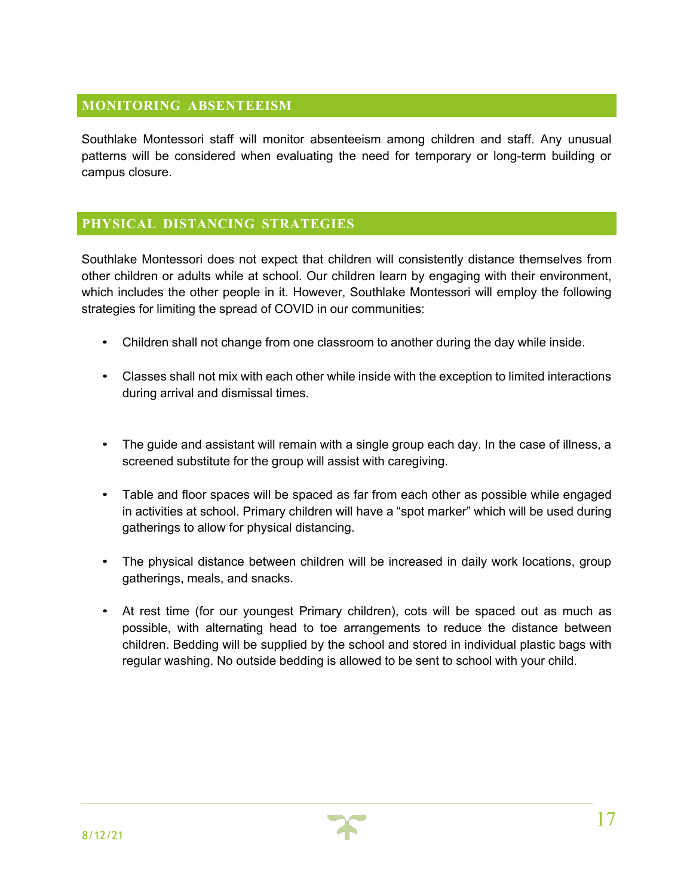## MONITORING ABSENTEEISM

Southlake Montessori staff will monitor absenteeism among children and staff. Any unusual patterns will be considered when evaluating the need for temporary or long-term building or campus closure.

## PHYSICAL DISTANCING STRATEGIES

Southlake Montessori does not expect that children will consistently distance themselves from other children or adults while at school. Our children learn by engaging with their environment, which includes the other people in it. However, Southlake Montessori will employ the following strategies for limiting the spread of COVID in our communities:

- Children shall not change from one classroom to another during the day while inside.
- Classes shall not mix with each other while inside with the exception to limited interactions during arrival and dismissal times.
- The guide and assistant will remain with a single group each day. In the case of illness, a screened substitute for the group will assist with caregiving.
- Table and floor spaces will be spaced as far from each other as possible while engaged in activities at school. Primary children will have a "spot marker" which will be used during gatherings to allow for physical distancing.
- The physical distance between children will be increased in daily work locations, group gatherings, meals, and snacks.
- At rest time (for our youngest Primary children), cots will be spaced out as much as possible, with alternating head to toe arrangements to reduce the distance between children. Bedding will be supplied by the school and stored in individual plastic bags with regular washing. No outside bedding is allowed to be sent to school with your child.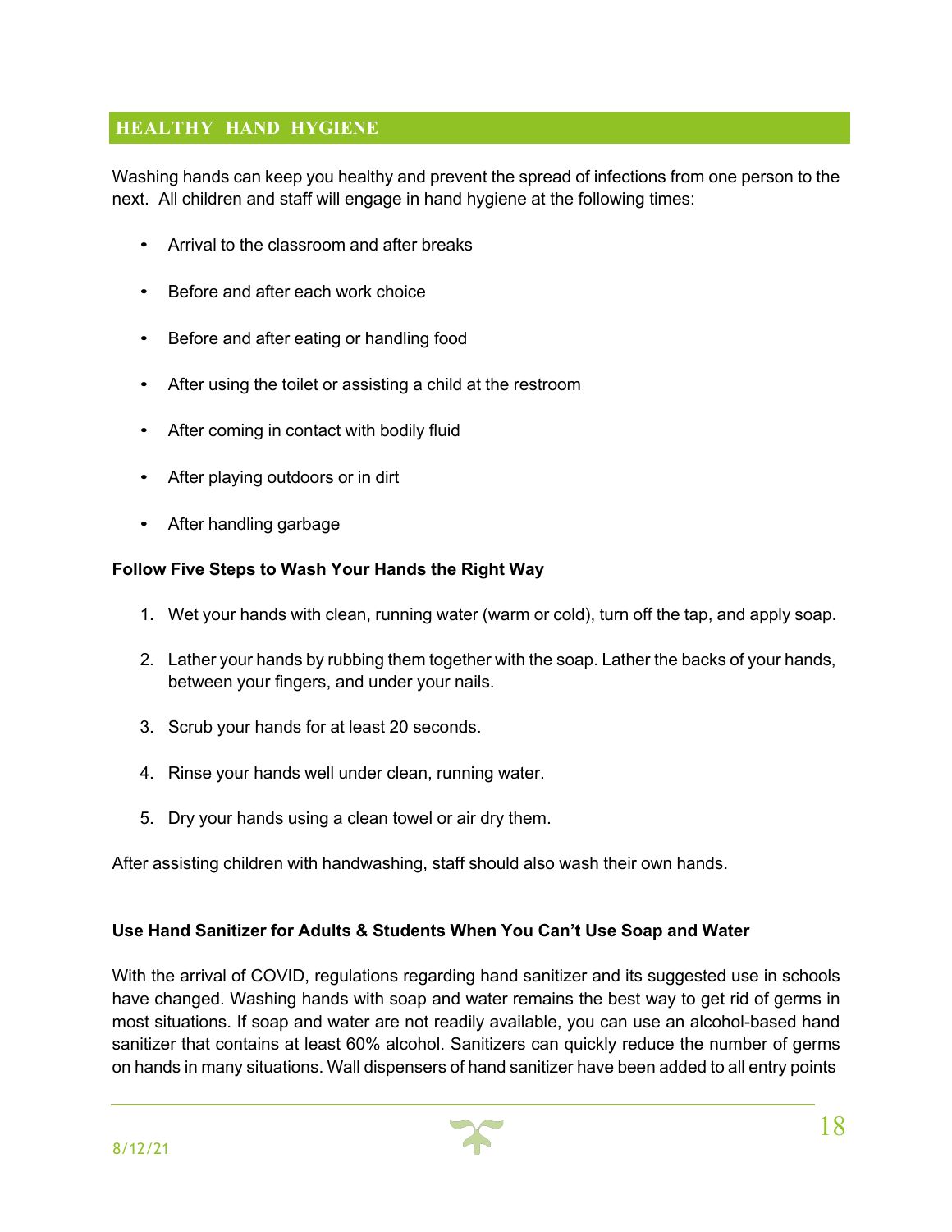## HEALTHY HAND HYGIENE

Washing hands can keep you healthy and prevent the spread of infections from one person to the next. All children and staff will engage in hand hygiene at the following times:

- Arrival to the classroom and after breaks
- Before and after each work choice
- Before and after eating or handling food
- After using the toilet or assisting a child at the restroom
- After coming in contact with bodily fluid
- After playing outdoors or in dirt
- After handling garbage

**Follow Five Steps to Wash Your Hands the Right Way**

1. Wet your hands with clean, running water (warm or cold), turn off the tap, and apply soap.
2. Lather your hands by rubbing them together with the soap. Lather the backs of your hands, between your fingers, and under your nails.
3. Scrub your hands for at least 20 seconds.
4. Rinse your hands well under clean, running water.
5. Dry your hands using a clean towel or air dry them.

After assisting children with handwashing, staff should also wash their own hands.

**Use Hand Sanitizer for Adults & Students When You Can't Use Soap and Water**

With the arrival of COVID, regulations regarding hand sanitizer and its suggested use in schools have changed. Washing hands with soap and water remains the best way to get rid of germs in most situations. If soap and water are not readily available, you can use an alcohol-based hand sanitizer that contains at least 60% alcohol. Sanitizers can quickly reduce the number of germs on hands in many situations. Wall dispensers of hand sanitizer have been added to all entry points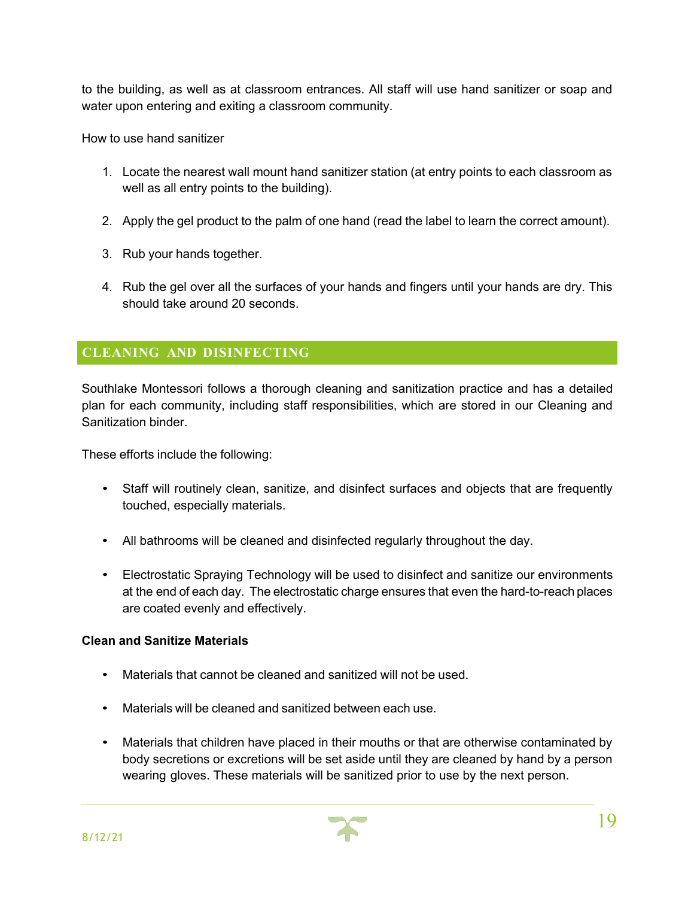to the building, as well as at classroom entrances. All staff will use hand sanitizer or soap and water upon entering and exiting a classroom community.

How to use hand sanitizer

1. Locate the nearest wall mount hand sanitizer station (at entry points to each classroom as well as all entry points to the building).

2. Apply the gel product to the palm of one hand (read the label to learn the correct amount).

3. Rub your hands together.

4. Rub the gel over all the surfaces of your hands and fingers until your hands are dry. This should take around 20 seconds.

## CLEANING AND DISINFECTING

Southlake Montessori follows a thorough cleaning and sanitization practice and has a detailed plan for each community, including staff responsibilities, which are stored in our Cleaning and Sanitization binder.

These efforts include the following:

- Staff will routinely clean, sanitize, and disinfect surfaces and objects that are frequently touched, especially materials.

- All bathrooms will be cleaned and disinfected regularly throughout the day.

- Electrostatic Spraying Technology will be used to disinfect and sanitize our environments at the end of each day. The electrostatic charge ensures that even the hard-to-reach places are coated evenly and effectively.

**Clean and Sanitize Materials**

- Materials that cannot be cleaned and sanitized will not be used.

- Materials will be cleaned and sanitized between each use.

- Materials that children have placed in their mouths or that are otherwise contaminated by body secretions or excretions will be set aside until they are cleaned by hand by a person wearing gloves. These materials will be sanitized prior to use by the next person.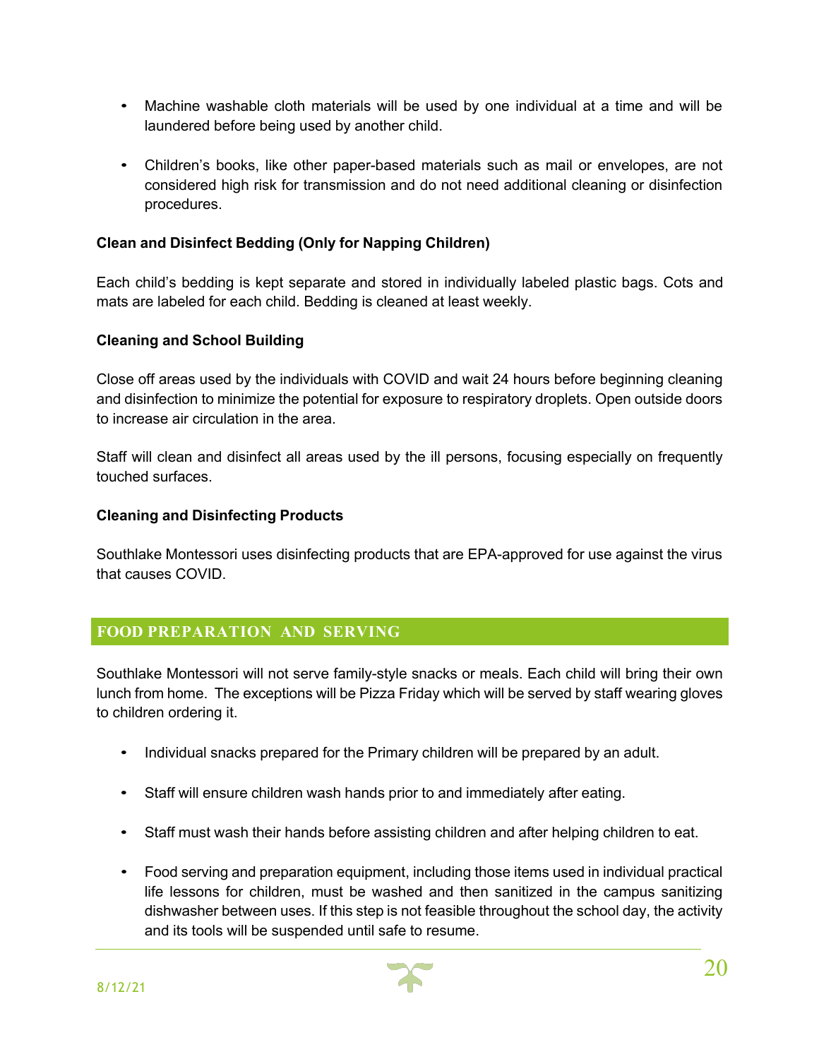- Machine washable cloth materials will be used by one individual at a time and will be laundered before being used by another child.

- Children's books, like other paper-based materials such as mail or envelopes, are not considered high risk for transmission and do not need additional cleaning or disinfection procedures.

**Clean and Disinfect Bedding (Only for Napping Children)**

Each child's bedding is kept separate and stored in individually labeled plastic bags. Cots and mats are labeled for each child. Bedding is cleaned at least weekly.

**Cleaning and School Building**

Close off areas used by the individuals with COVID and wait 24 hours before beginning cleaning and disinfection to minimize the potential for exposure to respiratory droplets. Open outside doors to increase air circulation in the area.

Staff will clean and disinfect all areas used by the ill persons, focusing especially on frequently touched surfaces.

**Cleaning and Disinfecting Products**

Southlake Montessori uses disinfecting products that are EPA-approved for use against the virus that causes COVID.

## FOOD PREPARATION AND SERVING

Southlake Montessori will not serve family-style snacks or meals. Each child will bring their own lunch from home. The exceptions will be Pizza Friday which will be served by staff wearing gloves to children ordering it.

- Individual snacks prepared for the Primary children will be prepared by an adult.

- Staff will ensure children wash hands prior to and immediately after eating.

- Staff must wash their hands before assisting children and after helping children to eat.

- Food serving and preparation equipment, including those items used in individual practical life lessons for children, must be washed and then sanitized in the campus sanitizing dishwasher between uses. If this step is not feasible throughout the school day, the activity and its tools will be suspended until safe to resume.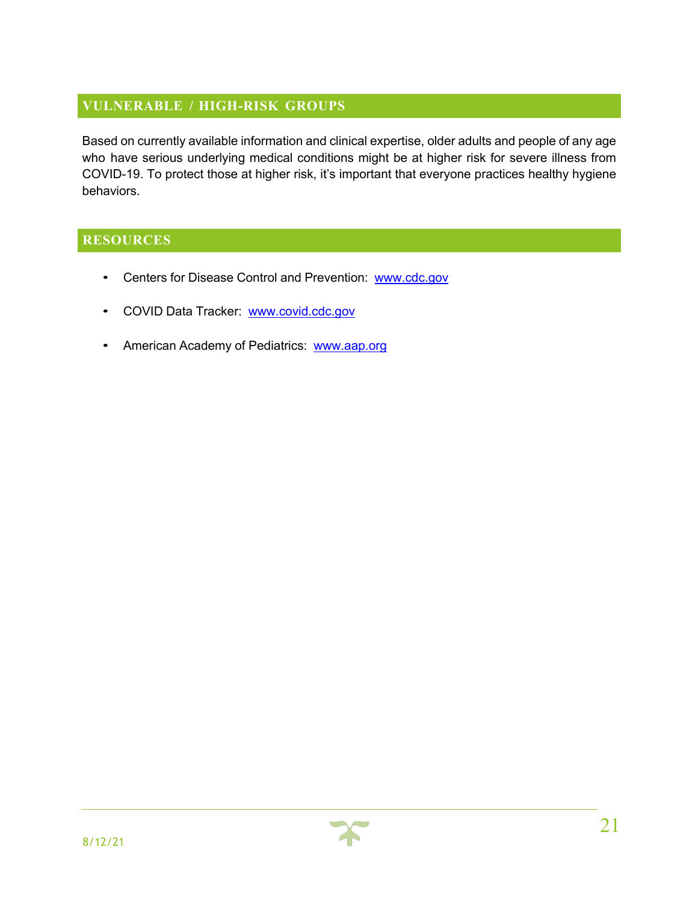## VULNERABLE / HIGH-RISK GROUPS

Based on currently available information and clinical expertise, older adults and people of any age who have serious underlying medical conditions might be at higher risk for severe illness from COVID-19. To protect those at higher risk, it's important that everyone practices healthy hygiene behaviors.

## RESOURCES

- Centers for Disease Control and Prevention: www.cdc.gov
- COVID Data Tracker: www.covid.cdc.gov
- American Academy of Pediatrics: www.aap.org